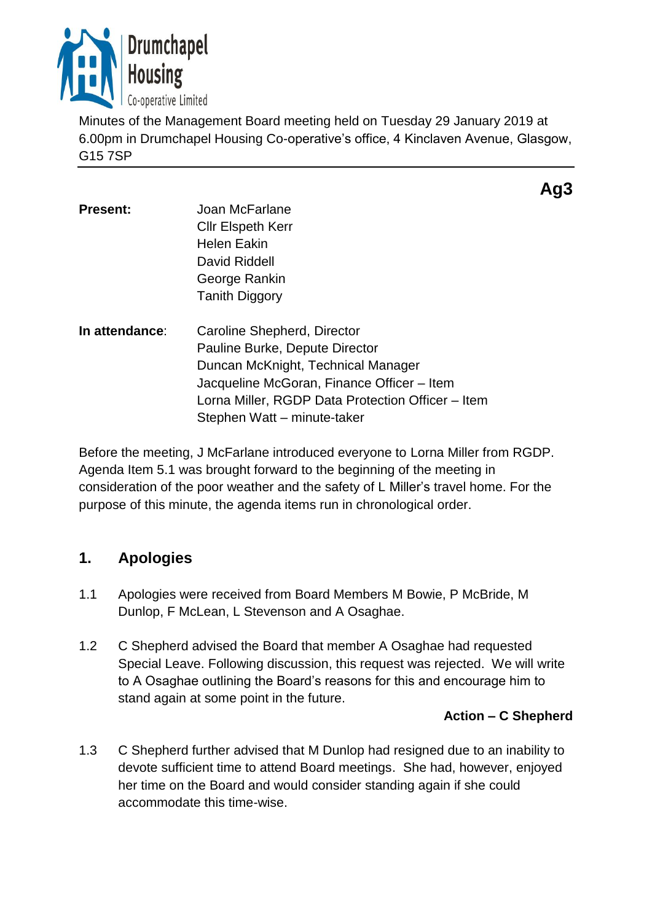Drumchapel Housing Co-operative Limited

Minutes of the Management Board meeting held on Tuesday 29 January 2019 at 6.00pm in Drumchapel Housing Co-operative's office, 4 Kinclaven Avenue, Glasgow, G15 7SP

**Ag3**

| | |
|---|---|
| **Present:** | Joan McFarlane<br>Cllr Elspeth Kerr<br>Helen Eakin<br>David Riddell<br>George Rankin<br>Tanith Diggory |
| **In attendance**: | Caroline Shepherd, Director<br>Pauline Burke, Depute Director<br>Duncan McKnight, Technical Manager<br>Jacqueline McGoran, Finance Officer – Item<br>Lorna Miller, RGDP Data Protection Officer – Item<br>Stephen Watt – minute-taker |

Before the meeting, J McFarlane introduced everyone to Lorna Miller from RGDP. Agenda Item 5.1 was brought forward to the beginning of the meeting in consideration of the poor weather and the safety of L Miller's travel home. For the purpose of this minute, the agenda items run in chronological order.

## 1. Apologies

1.1 Apologies were received from Board Members M Bowie, P McBride, M Dunlop, F McLean, L Stevenson and A Osaghae.

1.2 C Shepherd advised the Board that member A Osaghae had requested Special Leave. Following discussion, this request was rejected. We will write to A Osaghae outlining the Board's reasons for this and encourage him to stand again at some point in the future.

**Action – C Shepherd**

1.3 C Shepherd further advised that M Dunlop had resigned due to an inability to devote sufficient time to attend Board meetings. She had, however, enjoyed her time on the Board and would consider standing again if she could accommodate this time-wise.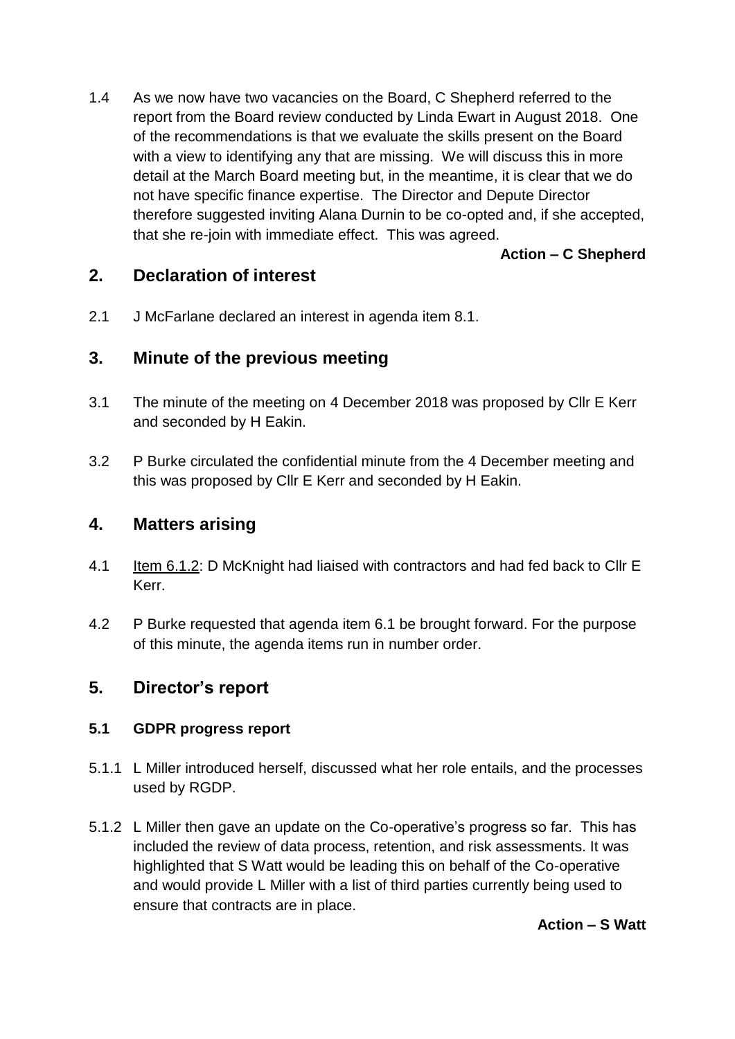1.4 As we now have two vacancies on the Board, C Shepherd referred to the report from the Board review conducted by Linda Ewart in August 2018. One of the recommendations is that we evaluate the skills present on the Board with a view to identifying any that are missing. We will discuss this in more detail at the March Board meeting but, in the meantime, it is clear that we do not have specific finance expertise. The Director and Depute Director therefore suggested inviting Alana Durnin to be co-opted and, if she accepted, that she re-join with immediate effect. This was agreed.

**Action – C Shepherd**

## 2. Declaration of interest

2.1 J McFarlane declared an interest in agenda item 8.1.

## 3. Minute of the previous meeting

3.1 The minute of the meeting on 4 December 2018 was proposed by Cllr E Kerr and seconded by H Eakin.

3.2 P Burke circulated the confidential minute from the 4 December meeting and this was proposed by Cllr E Kerr and seconded by H Eakin.

## 4. Matters arising

4.1 Item 6.1.2: D McKnight had liaised with contractors and had fed back to Cllr E Kerr.

4.2 P Burke requested that agenda item 6.1 be brought forward. For the purpose of this minute, the agenda items run in number order.

## 5. Director's report

### 5.1 GDPR progress report

5.1.1 L Miller introduced herself, discussed what her role entails, and the processes used by RGDP.

5.1.2 L Miller then gave an update on the Co-operative's progress so far. This has included the review of data process, retention, and risk assessments. It was highlighted that S Watt would be leading this on behalf of the Co-operative and would provide L Miller with a list of third parties currently being used to ensure that contracts are in place.

**Action – S Watt**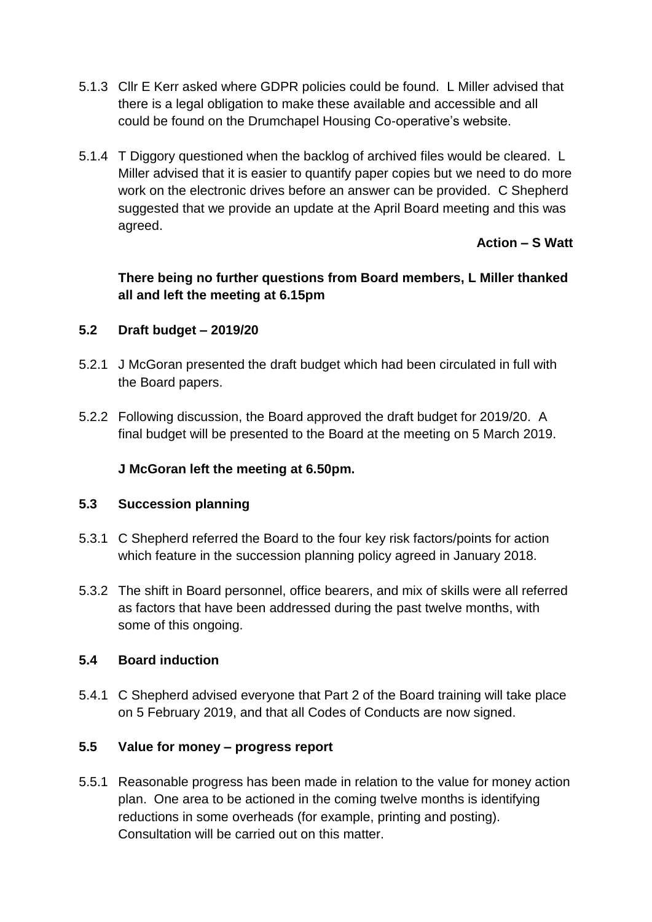5.1.3 Cllr E Kerr asked where GDPR policies could be found. L Miller advised that there is a legal obligation to make these available and accessible and all could be found on the Drumchapel Housing Co-operative's website.

5.1.4 T Diggory questioned when the backlog of archived files would be cleared. L Miller advised that it is easier to quantify paper copies but we need to do more work on the electronic drives before an answer can be provided. C Shepherd suggested that we provide an update at the April Board meeting and this was agreed.

**Action – S Watt**

**There being no further questions from Board members, L Miller thanked all and left the meeting at 6.15pm**

### 5.2 Draft budget – 2019/20

5.2.1 J McGoran presented the draft budget which had been circulated in full with the Board papers.

5.2.2 Following discussion, the Board approved the draft budget for 2019/20. A final budget will be presented to the Board at the meeting on 5 March 2019.

**J McGoran left the meeting at 6.50pm.**

### 5.3 Succession planning

5.3.1 C Shepherd referred the Board to the four key risk factors/points for action which feature in the succession planning policy agreed in January 2018.

5.3.2 The shift in Board personnel, office bearers, and mix of skills were all referred as factors that have been addressed during the past twelve months, with some of this ongoing.

### 5.4 Board induction

5.4.1 C Shepherd advised everyone that Part 2 of the Board training will take place on 5 February 2019, and that all Codes of Conducts are now signed.

### 5.5 Value for money – progress report

5.5.1 Reasonable progress has been made in relation to the value for money action plan. One area to be actioned in the coming twelve months is identifying reductions in some overheads (for example, printing and posting). Consultation will be carried out on this matter.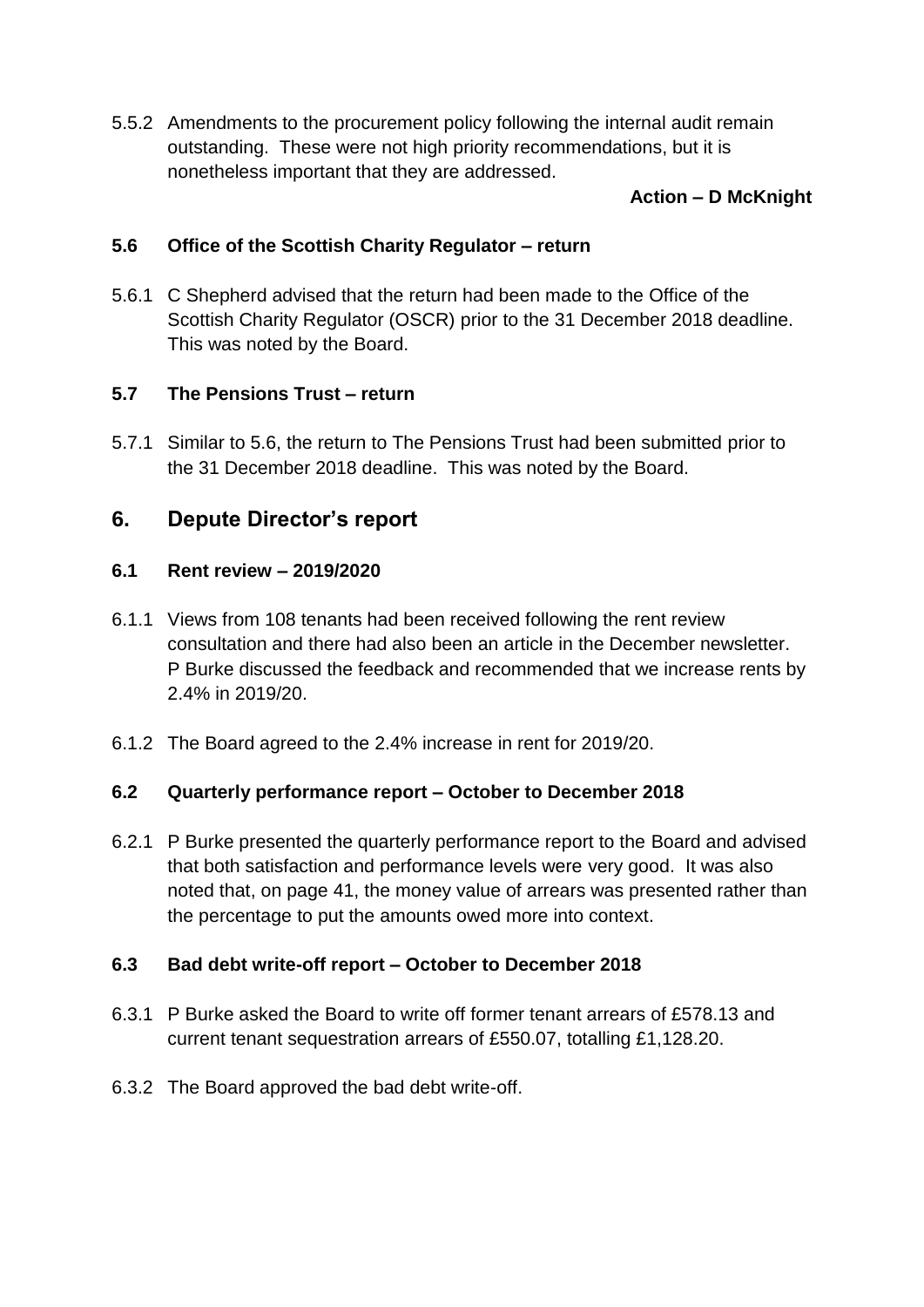5.5.2 Amendments to the procurement policy following the internal audit remain outstanding. These were not high priority recommendations, but it is nonetheless important that they are addressed.

**Action – D McKnight**

### 5.6 Office of the Scottish Charity Regulator – return

5.6.1 C Shepherd advised that the return had been made to the Office of the Scottish Charity Regulator (OSCR) prior to the 31 December 2018 deadline. This was noted by the Board.

### 5.7 The Pensions Trust – return

5.7.1 Similar to 5.6, the return to The Pensions Trust had been submitted prior to the 31 December 2018 deadline. This was noted by the Board.

## 6. Depute Director's report

### 6.1 Rent review – 2019/2020

6.1.1 Views from 108 tenants had been received following the rent review consultation and there had also been an article in the December newsletter. P Burke discussed the feedback and recommended that we increase rents by 2.4% in 2019/20.

6.1.2 The Board agreed to the 2.4% increase in rent for 2019/20.

### 6.2 Quarterly performance report – October to December 2018

6.2.1 P Burke presented the quarterly performance report to the Board and advised that both satisfaction and performance levels were very good. It was also noted that, on page 41, the money value of arrears was presented rather than the percentage to put the amounts owed more into context.

### 6.3 Bad debt write-off report – October to December 2018

6.3.1 P Burke asked the Board to write off former tenant arrears of £578.13 and current tenant sequestration arrears of £550.07, totalling £1,128.20.

6.3.2 The Board approved the bad debt write-off.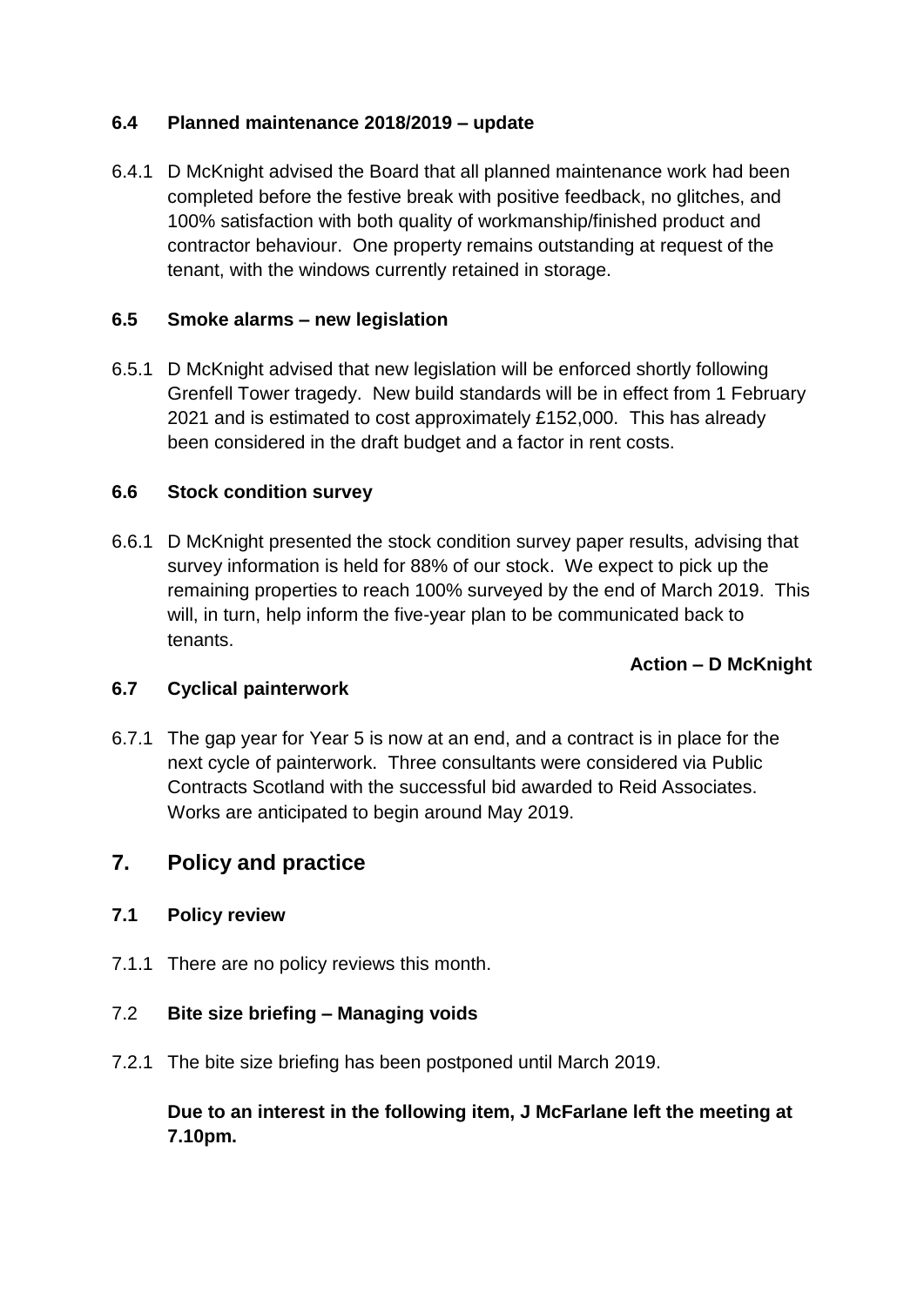### 6.4 Planned maintenance 2018/2019 – update

6.4.1 D McKnight advised the Board that all planned maintenance work had been completed before the festive break with positive feedback, no glitches, and 100% satisfaction with both quality of workmanship/finished product and contractor behaviour. One property remains outstanding at request of the tenant, with the windows currently retained in storage.

### 6.5 Smoke alarms – new legislation

6.5.1 D McKnight advised that new legislation will be enforced shortly following Grenfell Tower tragedy. New build standards will be in effect from 1 February 2021 and is estimated to cost approximately £152,000. This has already been considered in the draft budget and a factor in rent costs.

### 6.6 Stock condition survey

6.6.1 D McKnight presented the stock condition survey paper results, advising that survey information is held for 88% of our stock. We expect to pick up the remaining properties to reach 100% surveyed by the end of March 2019. This will, in turn, help inform the five-year plan to be communicated back to tenants.

**Action – D McKnight**

### 6.7 Cyclical painterwork

6.7.1 The gap year for Year 5 is now at an end, and a contract is in place for the next cycle of painterwork. Three consultants were considered via Public Contracts Scotland with the successful bid awarded to Reid Associates. Works are anticipated to begin around May 2019.

## 7. Policy and practice

### 7.1 Policy review

7.1.1 There are no policy reviews this month.

### 7.2 Bite size briefing – Managing voids

7.2.1 The bite size briefing has been postponed until March 2019.

**Due to an interest in the following item, J McFarlane left the meeting at 7.10pm.**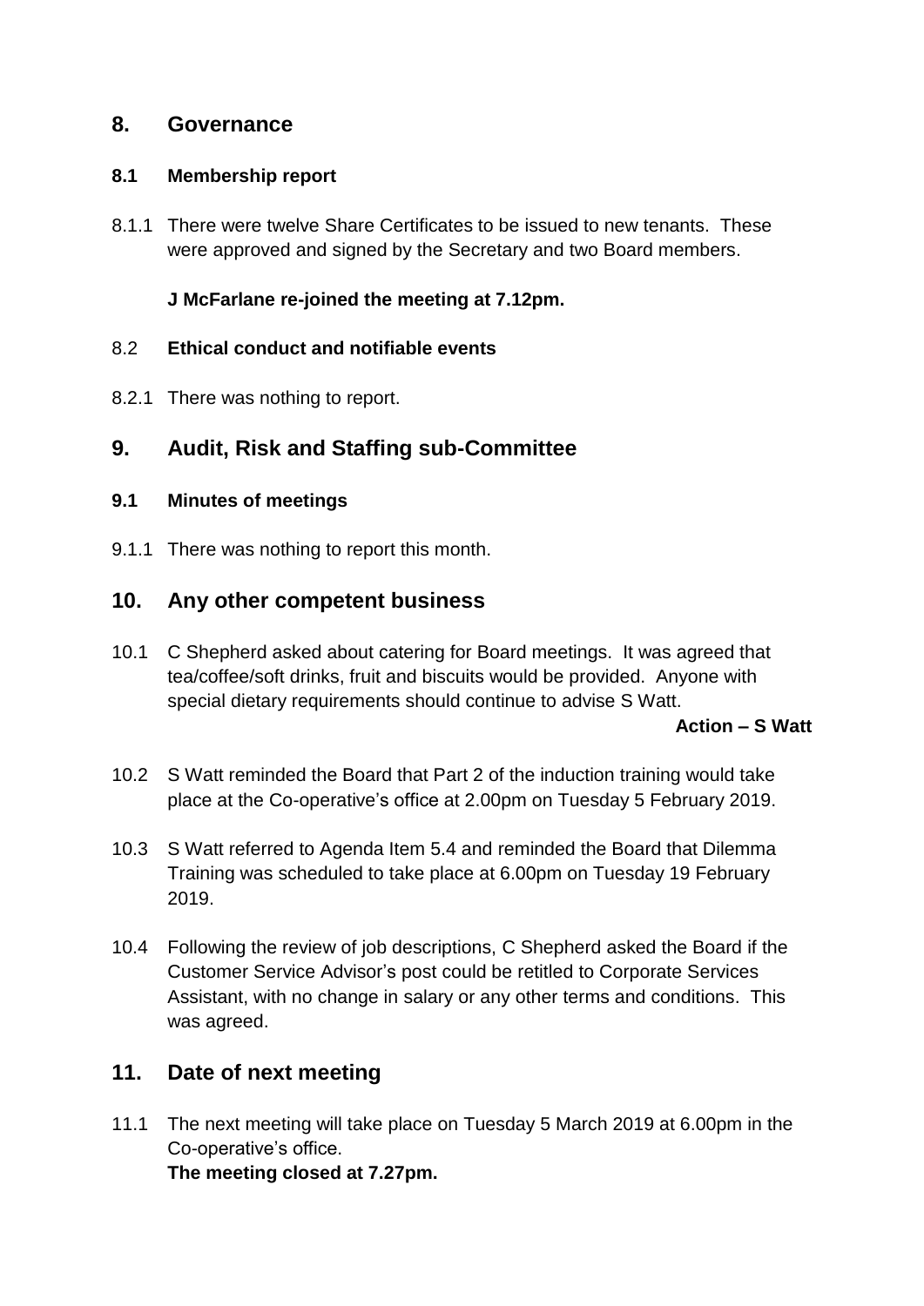## 8. Governance

### 8.1 Membership report

8.1.1 There were twelve Share Certificates to be issued to new tenants. These were approved and signed by the Secretary and two Board members.

**J McFarlane re-joined the meeting at 7.12pm.**

### 8.2 Ethical conduct and notifiable events

8.2.1 There was nothing to report.

## 9. Audit, Risk and Staffing sub-Committee

### 9.1 Minutes of meetings

9.1.1 There was nothing to report this month.

## 10. Any other competent business

10.1 C Shepherd asked about catering for Board meetings. It was agreed that tea/coffee/soft drinks, fruit and biscuits would be provided. Anyone with special dietary requirements should continue to advise S Watt.

**Action – S Watt**

10.2 S Watt reminded the Board that Part 2 of the induction training would take place at the Co-operative's office at 2.00pm on Tuesday 5 February 2019.

10.3 S Watt referred to Agenda Item 5.4 and reminded the Board that Dilemma Training was scheduled to take place at 6.00pm on Tuesday 19 February 2019.

10.4 Following the review of job descriptions, C Shepherd asked the Board if the Customer Service Advisor's post could be retitled to Corporate Services Assistant, with no change in salary or any other terms and conditions. This was agreed.

## 11. Date of next meeting

11.1 The next meeting will take place on Tuesday 5 March 2019 at 6.00pm in the Co-operative's office.
**The meeting closed at 7.27pm.**